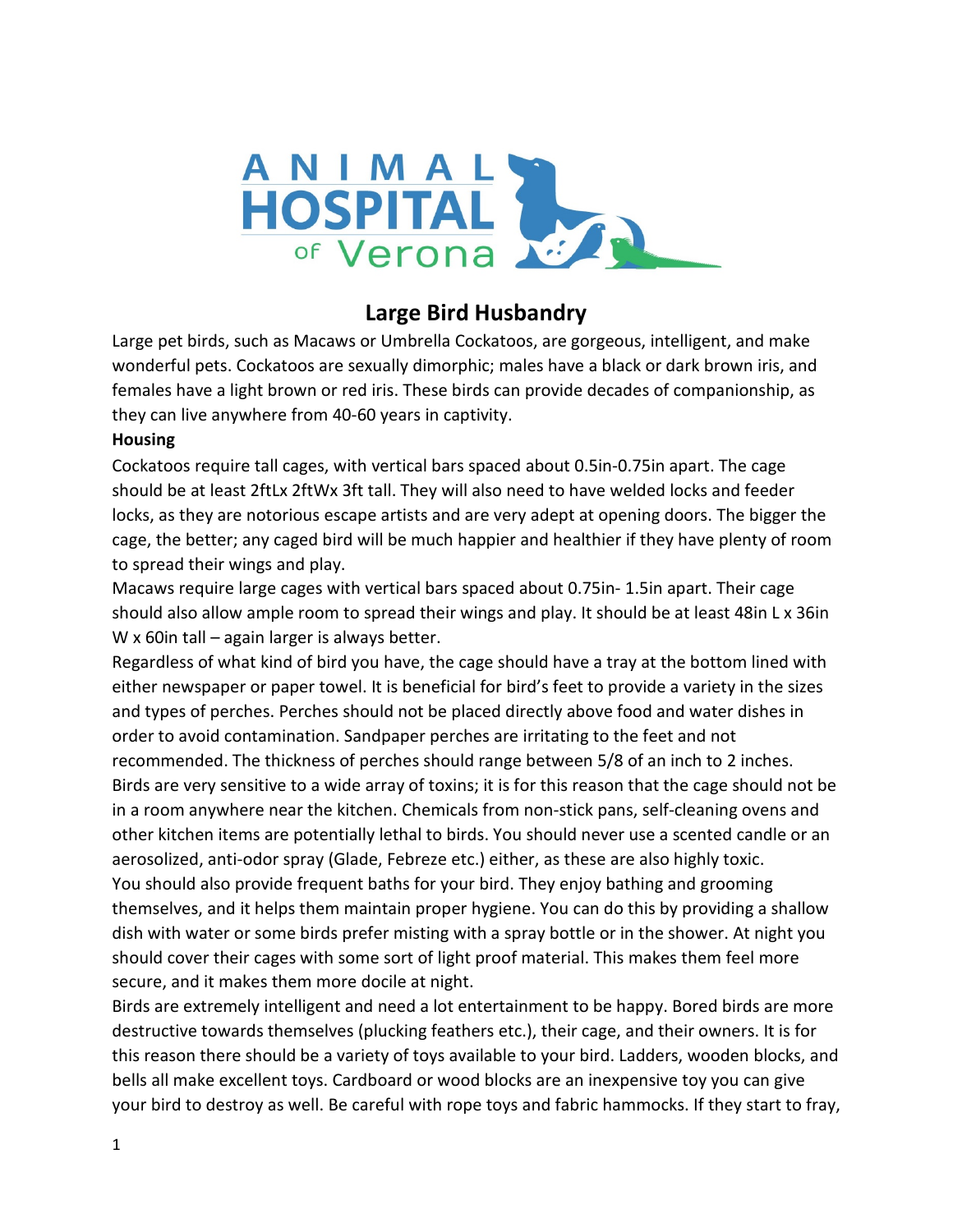ANIMAL HOSPITAL of Verona

# Large Bird Husbandry

Large pet birds, such as Macaws or Umbrella Cockatoos, are gorgeous, intelligent, and make wonderful pets. Cockatoos are sexually dimorphic; males have a black or dark brown iris, and females have a light brown or red iris. These birds can provide decades of companionship, as they can live anywhere from 40-60 years in captivity.

**Housing**

Cockatoos require tall cages, with vertical bars spaced about 0.5in-0.75in apart. The cage should be at least 2ftLx 2ftWx 3ft tall. They will also need to have welded locks and feeder locks, as they are notorious escape artists and are very adept at opening doors. The bigger the cage, the better; any caged bird will be much happier and healthier if they have plenty of room to spread their wings and play.

Macaws require large cages with vertical bars spaced about 0.75in- 1.5in apart. Their cage should also allow ample room to spread their wings and play. It should be at least 48in L x 36in W x 60in tall – again larger is always better.

Regardless of what kind of bird you have, the cage should have a tray at the bottom lined with either newspaper or paper towel. It is beneficial for bird's feet to provide a variety in the sizes and types of perches. Perches should not be placed directly above food and water dishes in order to avoid contamination. Sandpaper perches are irritating to the feet and not recommended. The thickness of perches should range between 5/8 of an inch to 2 inches.

Birds are very sensitive to a wide array of toxins; it is for this reason that the cage should not be in a room anywhere near the kitchen. Chemicals from non-stick pans, self-cleaning ovens and other kitchen items are potentially lethal to birds. You should never use a scented candle or an aerosolized, anti-odor spray (Glade, Febreze etc.) either, as these are also highly toxic.

You should also provide frequent baths for your bird. They enjoy bathing and grooming themselves, and it helps them maintain proper hygiene. You can do this by providing a shallow dish with water or some birds prefer misting with a spray bottle or in the shower. At night you should cover their cages with some sort of light proof material. This makes them feel more secure, and it makes them more docile at night.

Birds are extremely intelligent and need a lot entertainment to be happy. Bored birds are more destructive towards themselves (plucking feathers etc.), their cage, and their owners. It is for this reason there should be a variety of toys available to your bird. Ladders, wooden blocks, and bells all make excellent toys. Cardboard or wood blocks are an inexpensive toy you can give your bird to destroy as well. Be careful with rope toys and fabric hammocks. If they start to fray,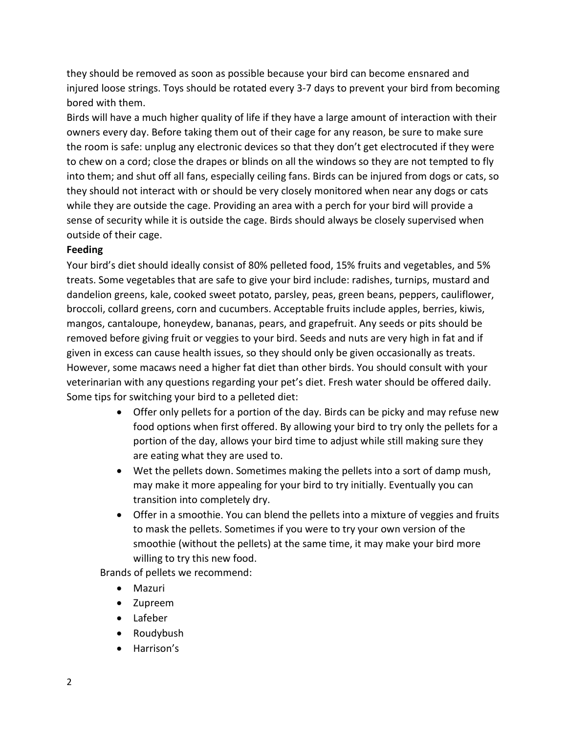they should be removed as soon as possible because your bird can become ensnared and injured loose strings. Toys should be rotated every 3-7 days to prevent your bird from becoming bored with them.

Birds will have a much higher quality of life if they have a large amount of interaction with their owners every day. Before taking them out of their cage for any reason, be sure to make sure the room is safe: unplug any electronic devices so that they don't get electrocuted if they were to chew on a cord; close the drapes or blinds on all the windows so they are not tempted to fly into them; and shut off all fans, especially ceiling fans. Birds can be injured from dogs or cats, so they should not interact with or should be very closely monitored when near any dogs or cats while they are outside the cage. Providing an area with a perch for your bird will provide a sense of security while it is outside the cage. Birds should always be closely supervised when outside of their cage.

**Feeding**

Your bird's diet should ideally consist of 80% pelleted food, 15% fruits and vegetables, and 5% treats. Some vegetables that are safe to give your bird include: radishes, turnips, mustard and dandelion greens, kale, cooked sweet potato, parsley, peas, green beans, peppers, cauliflower, broccoli, collard greens, corn and cucumbers. Acceptable fruits include apples, berries, kiwis, mangos, cantaloupe, honeydew, bananas, pears, and grapefruit. Any seeds or pits should be removed before giving fruit or veggies to your bird. Seeds and nuts are very high in fat and if given in excess can cause health issues, so they should only be given occasionally as treats. However, some macaws need a higher fat diet than other birds. You should consult with your veterinarian with any questions regarding your pet's diet. Fresh water should be offered daily.

Some tips for switching your bird to a pelleted diet:

- Offer only pellets for a portion of the day. Birds can be picky and may refuse new food options when first offered. By allowing your bird to try only the pellets for a portion of the day, allows your bird time to adjust while still making sure they are eating what they are used to.
- Wet the pellets down. Sometimes making the pellets into a sort of damp mush, may make it more appealing for your bird to try initially. Eventually you can transition into completely dry.
- Offer in a smoothie. You can blend the pellets into a mixture of veggies and fruits to mask the pellets. Sometimes if you were to try your own version of the smoothie (without the pellets) at the same time, it may make your bird more willing to try this new food.

Brands of pellets we recommend:

- Mazuri
- Zupreem
- Lafeber
- Roudybush
- Harrison's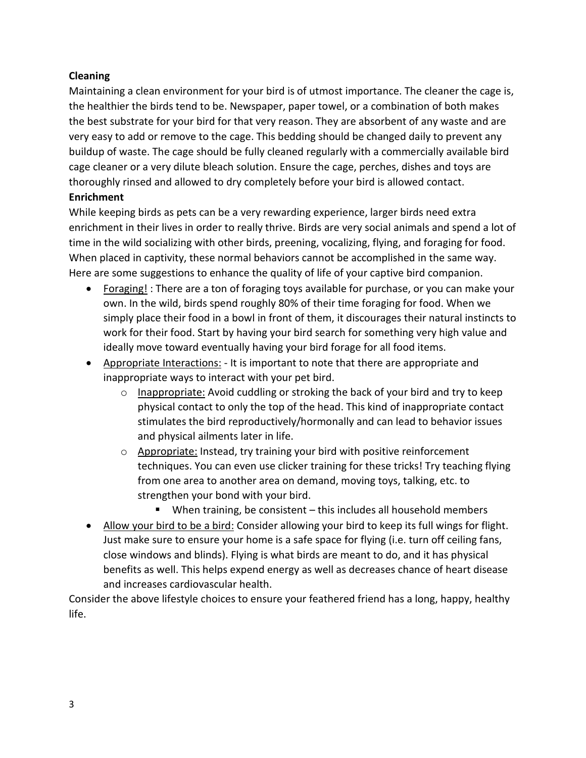**Cleaning**

Maintaining a clean environment for your bird is of utmost importance. The cleaner the cage is, the healthier the birds tend to be. Newspaper, paper towel, or a combination of both makes the best substrate for your bird for that very reason. They are absorbent of any waste and are very easy to add or remove to the cage. This bedding should be changed daily to prevent any buildup of waste. The cage should be fully cleaned regularly with a commercially available bird cage cleaner or a very dilute bleach solution. Ensure the cage, perches, dishes and toys are thoroughly rinsed and allowed to dry completely before your bird is allowed contact.

**Enrichment**

While keeping birds as pets can be a very rewarding experience, larger birds need extra enrichment in their lives in order to really thrive. Birds are very social animals and spend a lot of time in the wild socializing with other birds, preening, vocalizing, flying, and foraging for food. When placed in captivity, these normal behaviors cannot be accomplished in the same way. Here are some suggestions to enhance the quality of life of your captive bird companion.

- Foraging! : There are a ton of foraging toys available for purchase, or you can make your own. In the wild, birds spend roughly 80% of their time foraging for food. When we simply place their food in a bowl in front of them, it discourages their natural instincts to work for their food. Start by having your bird search for something very high value and ideally move toward eventually having your bird forage for all food items.
- Appropriate Interactions: - It is important to note that there are appropriate and inappropriate ways to interact with your pet bird.
    - Inappropriate: Avoid cuddling or stroking the back of your bird and try to keep physical contact to only the top of the head. This kind of inappropriate contact stimulates the bird reproductively/hormonally and can lead to behavior issues and physical ailments later in life.
    - Appropriate: Instead, try training your bird with positive reinforcement techniques. You can even use clicker training for these tricks! Try teaching flying from one area to another area on demand, moving toys, talking, etc. to strengthen your bond with your bird.
        - When training, be consistent – this includes all household members
- Allow your bird to be a bird: Consider allowing your bird to keep its full wings for flight. Just make sure to ensure your home is a safe space for flying (i.e. turn off ceiling fans, close windows and blinds). Flying is what birds are meant to do, and it has physical benefits as well. This helps expend energy as well as decreases chance of heart disease and increases cardiovascular health.

Consider the above lifestyle choices to ensure your feathered friend has a long, happy, healthy life.